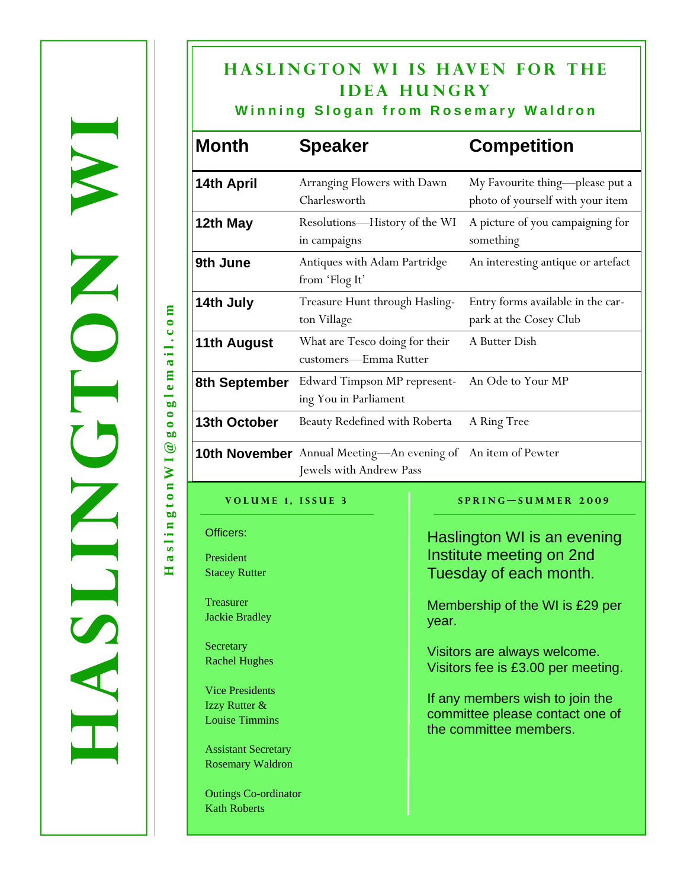# HASLINGTON WI

HaslingtonWI@googlemail.com

## HASLINGTON WI IS HAVEN FOR THE IDEA HUNGRY

**Winning Slogan from Rosemary Waldron**

| Month | Speaker | Competition |
|---|---|---|
| **14th April** | Arranging Flowers with Dawn Charlesworth | My Favourite thing—please put a photo of yourself with your item |
| **12th May** | Resolutions—History of the WI in campaigns | A picture of you campaigning for something |
| **9th June** | Antiques with Adam Partridge from 'Flog It' | An interesting antique or artefact |
| **14th July** | Treasure Hunt through Haslington Village | Entry forms available in the car-park at the Cosey Club |
| **11th August** | What are Tesco doing for their customers—Emma Rutter | A Butter Dish |
| **8th September** | Edward Timpson MP representing You in Parliament | An Ode to Your MP |
| **13th October** | Beauty Redefined with Roberta | A Ring Tree |
| **10th November** | Annual Meeting—An evening of Jewels with Andrew Pass | An item of Pewter |

**VOLUME 1, ISSUE 3**

Officers:

President
Stacey Rutter

Treasurer
Jackie Bradley

Secretary
Rachel Hughes

Vice Presidents
Izzy Rutter &
Louise Timmins

Assistant Secretary
Rosemary Waldron

Outings Co-ordinator
Kath Roberts

**SPRING—SUMMER 2009**

Haslington WI is an evening Institute meeting on 2nd Tuesday of each month.

Membership of the WI is £29 per year.

Visitors are always welcome. Visitors fee is £3.00 per meeting.

If any members wish to join the committee please contact one of the committee members.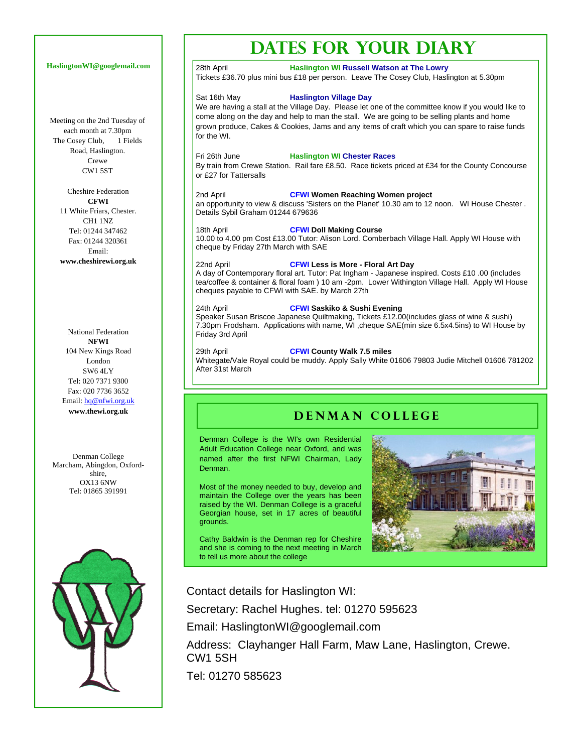HaslingtonWI@googlemail.com

Meeting on the 2nd Tuesday of each month at 7.30pm
The Cosey Club, 1 Fields Road, Haslington.
Crewe
CW1 5ST

Cheshire Federation
**CFWI**
11 White Friars, Chester.
CH1 1NZ
Tel: 01244 347462
Fax: 01244 320361
Email:
**www.cheshirewi.org.uk**

National Federation
**NFWI**
104 New Kings Road
London
SW6 4LY
Tel: 020 7371 9300
Fax: 020 7736 3652
Email: hq@nfwi.org.uk
**www.thewi.org.uk**

Denman College
Marcham, Abingdon, Oxford-shire,
OX13 6NW
Tel: 01865 391991

# DATES FOR YOUR DIARY

28th April **Haslington WI Russell Watson at The Lowry**
Tickets £36.70 plus mini bus £18 per person. Leave The Cosey Club, Haslington at 5.30pm

Sat 16th May **Haslington Village Day**
We are having a stall at the Village Day. Please let one of the committee know if you would like to come along on the day and help to man the stall. We are going to be selling plants and home grown produce, Cakes & Cookies, Jams and any items of craft which you can spare to raise funds for the WI.

Fri 26th June **Haslington WI Chester Races**
By train from Crewe Station. Rail fare £8.50. Race tickets priced at £34 for the County Concourse or £27 for Tattersalls

2nd April **CFWI Women Reaching Women project**
an opportunity to view & discuss 'Sisters on the Planet' 10.30 am to 12 noon. WI House Chester . Details Sybil Graham 01244 679636

18th April **CFWI Doll Making Course**
10.00 to 4.00 pm Cost £13.00 Tutor: Alison Lord. Comberbach Village Hall. Apply WI House with cheque by Friday 27th March with SAE

22nd April **CFWI Less is More - Floral Art Day**
A day of Contemporary floral art. Tutor: Pat Ingham - Japanese inspired. Costs £10 .00 (includes tea/coffee & container & floral foam ) 10 am -2pm. Lower Withington Village Hall. Apply WI House cheques payable to CFWI with SAE. by March 27th

24th April **CFWI Saskiko & Sushi Evening**
Speaker Susan Briscoe Japanese Quiltmaking, Tickets £12.00(includes glass of wine & sushi) 7.30pm Frodsham. Applications with name, WI ,cheque SAE(min size 6.5x4.5ins) to WI House by Friday 3rd April

29th April **CFWI County Walk 7.5 miles**
Whitegate/Vale Royal could be muddy. Apply Sally White 01606 79803 Judie Mitchell 01606 781202 After 31st March

## DENMAN COLLEGE

Denman College is the WI's own Residential Adult Education College near Oxford, and was named after the first NFWI Chairman, Lady Denman.

Most of the money needed to buy, develop and maintain the College over the years has been raised by the WI. Denman College is a graceful Georgian house, set in 17 acres of beautiful grounds.

Cathy Baldwin is the Denman rep for Cheshire and she is coming to the next meeting in March to tell us more about the college

Contact details for Haslington WI:

Secretary: Rachel Hughes. tel: 01270 595623

Email: HaslingtonWI@googlemail.com

Address: Clayhanger Hall Farm, Maw Lane, Haslington, Crewe. CW1 5SH

Tel: 01270 585623